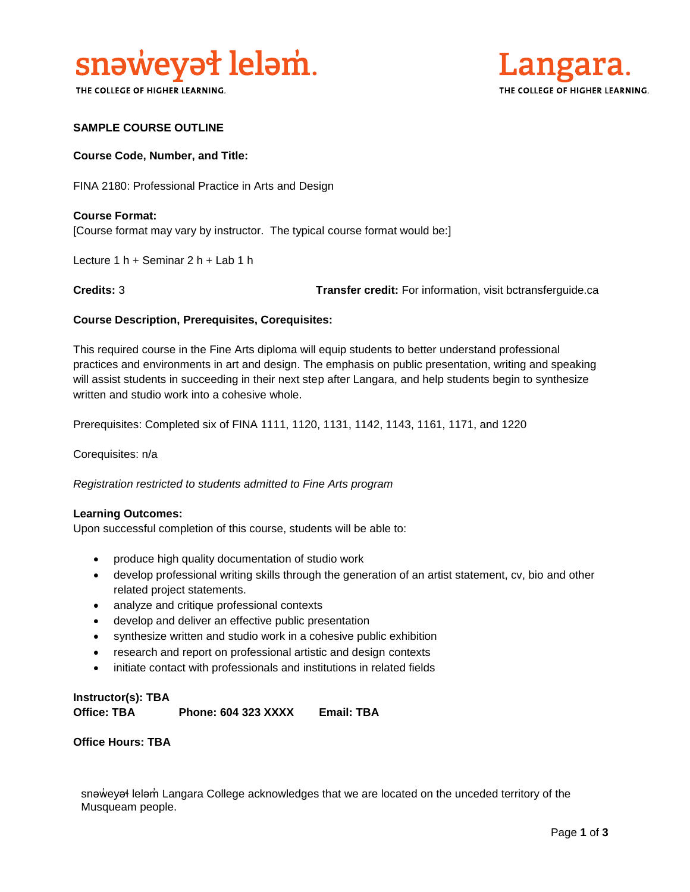snəw̓eyəɬ leləm̓.
THE COLLEGE OF HIGHER LEARNING.

Langara.
THE COLLEGE OF HIGHER LEARNING.

**SAMPLE COURSE OUTLINE**

**Course Code, Number, and Title:**

FINA 2180: Professional Practice in Arts and Design

**Course Format:**
[Course format may vary by instructor. The typical course format would be:]

Lecture 1 h + Seminar 2 h + Lab 1 h

**Credits:** 3 **Transfer credit:** For information, visit bctransferguide.ca

**Course Description, Prerequisites, Corequisites:**

This required course in the Fine Arts diploma will equip students to better understand professional practices and environments in art and design. The emphasis on public presentation, writing and speaking will assist students in succeeding in their next step after Langara, and help students begin to synthesize written and studio work into a cohesive whole.

Prerequisites: Completed six of FINA 1111, 1120, 1131, 1142, 1143, 1161, 1171, and 1220

Corequisites: n/a

*Registration restricted to students admitted to Fine Arts program*

**Learning Outcomes:**
Upon successful completion of this course, students will be able to:

- produce high quality documentation of studio work
- develop professional writing skills through the generation of an artist statement, cv, bio and other related project statements.
- analyze and critique professional contexts
- develop and deliver an effective public presentation
- synthesize written and studio work in a cohesive public exhibition
- research and report on professional artistic and design contexts
- initiate contact with professionals and institutions in related fields

**Instructor(s): TBA**
**Office: TBA** **Phone: 604 323 XXXX** **Email: TBA**

**Office Hours: TBA**

snəw̓eyəɬ leləm̓ Langara College acknowledges that we are located on the unceded territory of the Musqueam people.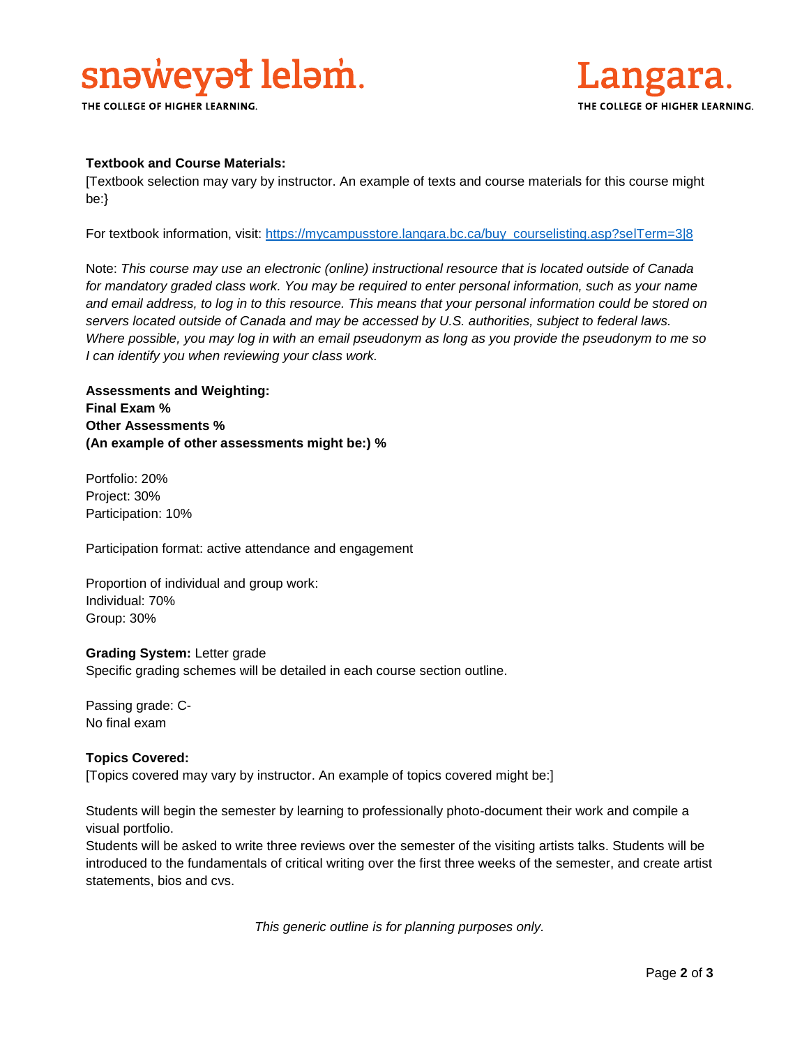**Textbook and Course Materials:**

[Textbook selection may vary by instructor. An example of texts and course materials for this course might be:}

For textbook information, visit: [https://mycampusstore.langara.bc.ca/buy_courselisting.asp?selTerm=3|8](https://mycampusstore.langara.bc.ca/buy_courselisting.asp?selTerm=3|8)

Note: *This course may use an electronic (online) instructional resource that is located outside of Canada for mandatory graded class work. You may be required to enter personal information, such as your name and email address, to log in to this resource. This means that your personal information could be stored on servers located outside of Canada and may be accessed by U.S. authorities, subject to federal laws. Where possible, you may log in with an email pseudonym as long as you provide the pseudonym to me so I can identify you when reviewing your class work.*

**Assessments and Weighting:**
**Final Exam %**
**Other Assessments %**
**(An example of other assessments might be:) %**

Portfolio: 20%
Project: 30%
Participation: 10%

Participation format: active attendance and engagement

Proportion of individual and group work:
Individual: 70%
Group: 30%

**Grading System:** Letter grade
Specific grading schemes will be detailed in each course section outline.

Passing grade: C-
No final exam

**Topics Covered:**
[Topics covered may vary by instructor. An example of topics covered might be:]

Students will begin the semester by learning to professionally photo-document their work and compile a visual portfolio.
Students will be asked to write three reviews over the semester of the visiting artists talks. Students will be introduced to the fundamentals of critical writing over the first three weeks of the semester, and create artist statements, bios and cvs.

*This generic outline is for planning purposes only.*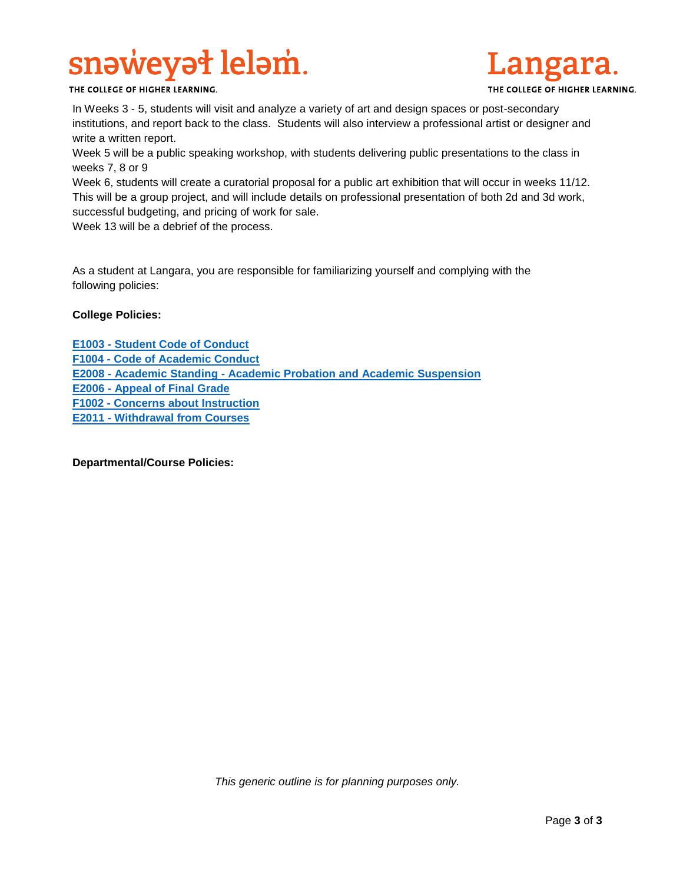In Weeks 3 - 5, students will visit and analyze a variety of art and design spaces or post-secondary institutions, and report back to the class. Students will also interview a professional artist or designer and write a written report.
Week 5 will be a public speaking workshop, with students delivering public presentations to the class in weeks 7, 8 or 9
Week 6, students will create a curatorial proposal for a public art exhibition that will occur in weeks 11/12. This will be a group project, and will include details on professional presentation of both 2d and 3d work, successful budgeting, and pricing of work for sale.
Week 13 will be a debrief of the process.

As a student at Langara, you are responsible for familiarizing yourself and complying with the following policies:

**College Policies:**

**E1003 - Student Code of Conduct**
**F1004 - Code of Academic Conduct**
**E2008 - Academic Standing - Academic Probation and Academic Suspension**
**E2006 - Appeal of Final Grade**
**F1002 - Concerns about Instruction**
**E2011 - Withdrawal from Courses**

**Departmental/Course Policies:**

*This generic outline is for planning purposes only.*